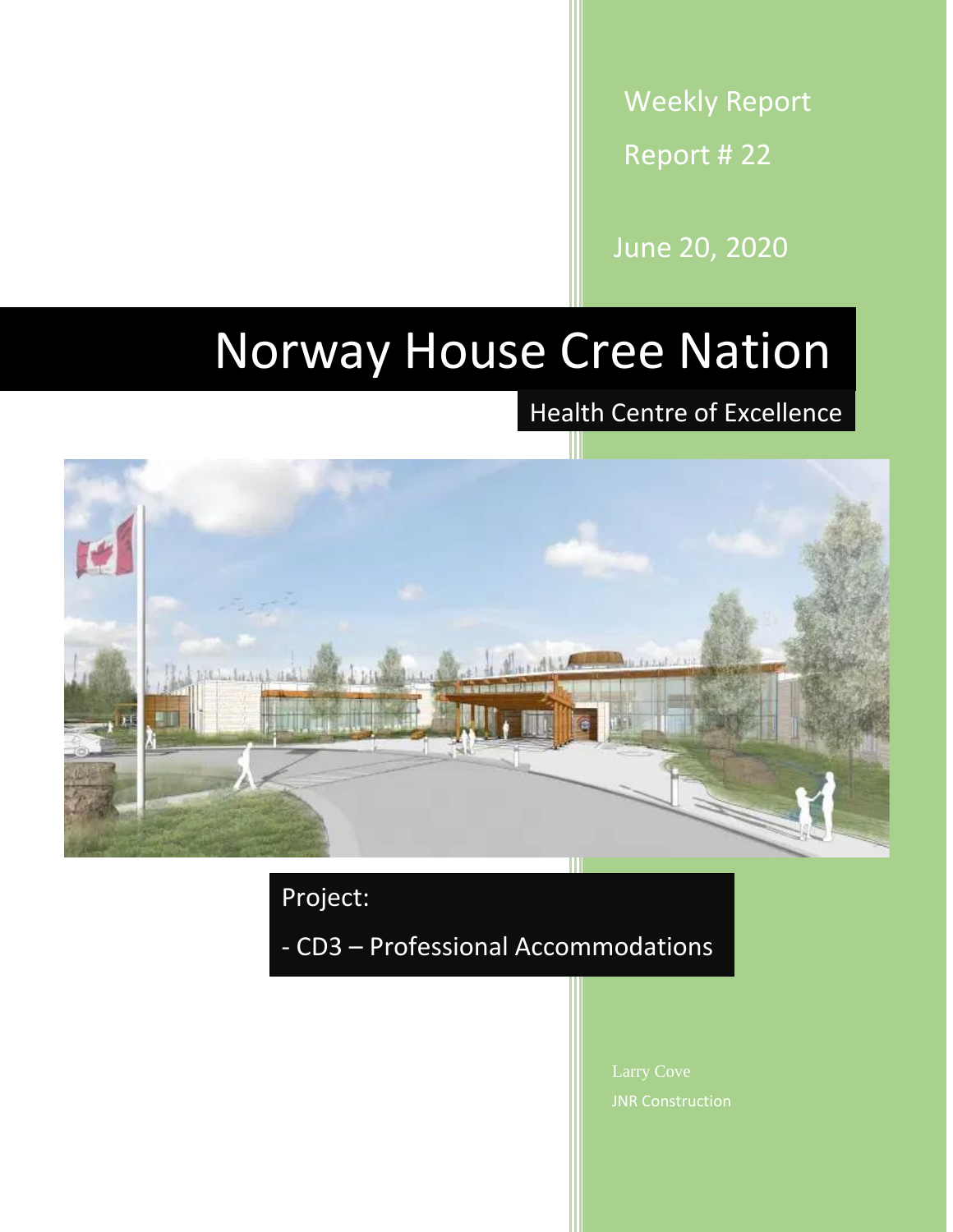Weekly Report

Report # 22

June 20, 2020

# Norway House Cree Nation

## Health Centre of Excellence

Project:

- CD3 – Professional Accommodations

Larry Cove

JNR Construction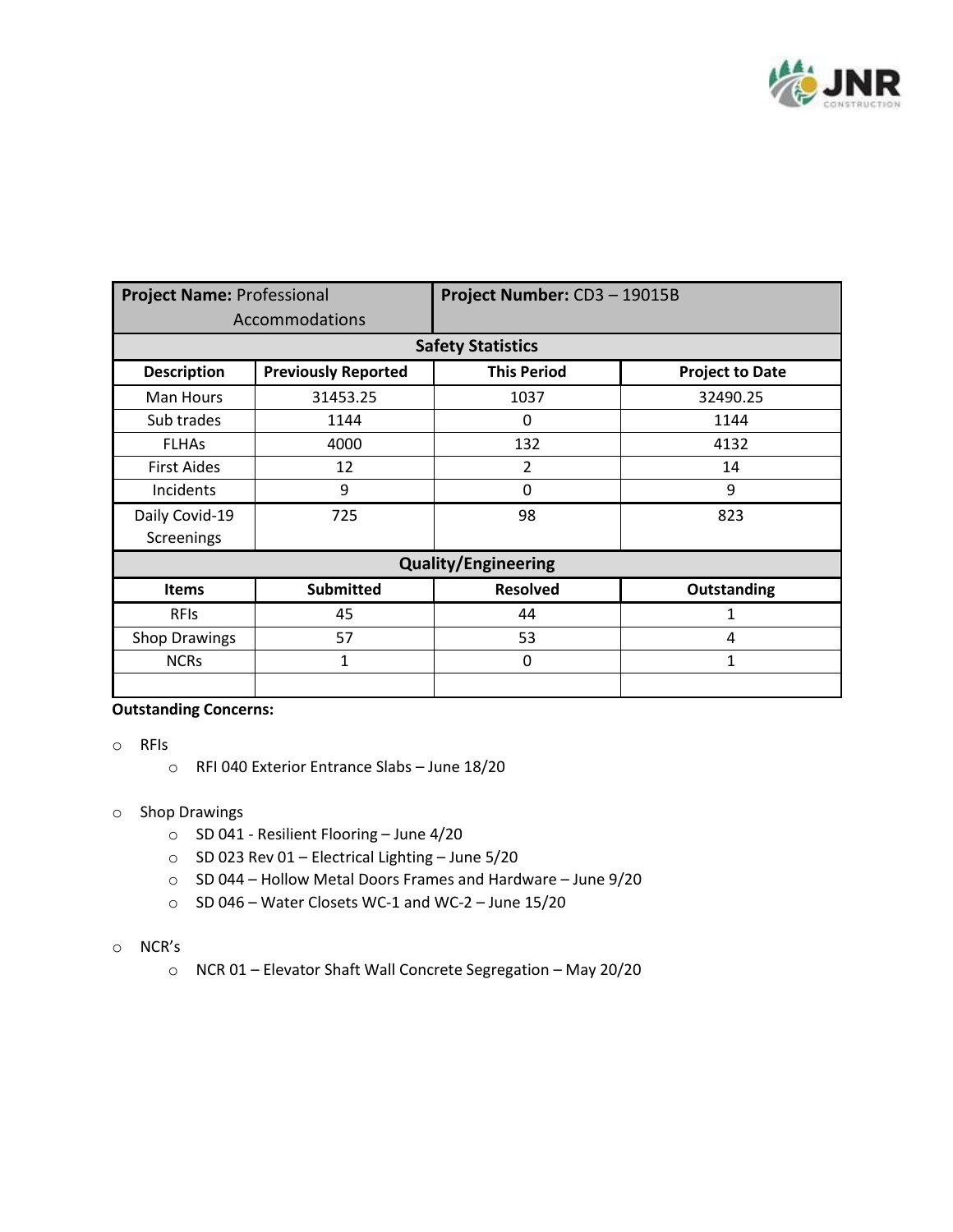| **Project Name:** Professional Accommodations | | **Project Number:** CD3 – 19015B | |
|---|---|---|---|
| **Safety Statistics** | | | |
| **Description** | **Previously Reported** | **This Period** | **Project to Date** |
| Man Hours | 31453.25 | 1037 | 32490.25 |
| Sub trades | 1144 | 0 | 1144 |
| FLHAs | 4000 | 132 | 4132 |
| First Aides | 12 | 2 | 14 |
| Incidents | 9 | 0 | 9 |
| Daily Covid-19 Screenings | 725 | 98 | 823 |
| **Quality/Engineering** | | | |
| **Items** | **Submitted** | **Resolved** | **Outstanding** |
| RFIs | 45 | 44 | 1 |
| Shop Drawings | 57 | 53 | 4 |
| NCRs | 1 | 0 | 1 |
| | | | |

**Outstanding Concerns:**

- RFIs
  - RFI 040 Exterior Entrance Slabs – June 18/20
- Shop Drawings
  - SD 041 - Resilient Flooring – June 4/20
  - SD 023 Rev 01 – Electrical Lighting – June 5/20
  - SD 044 – Hollow Metal Doors Frames and Hardware – June 9/20
  - SD 046 – Water Closets WC-1 and WC-2 – June 15/20
- NCR's
  - NCR 01 – Elevator Shaft Wall Concrete Segregation – May 20/20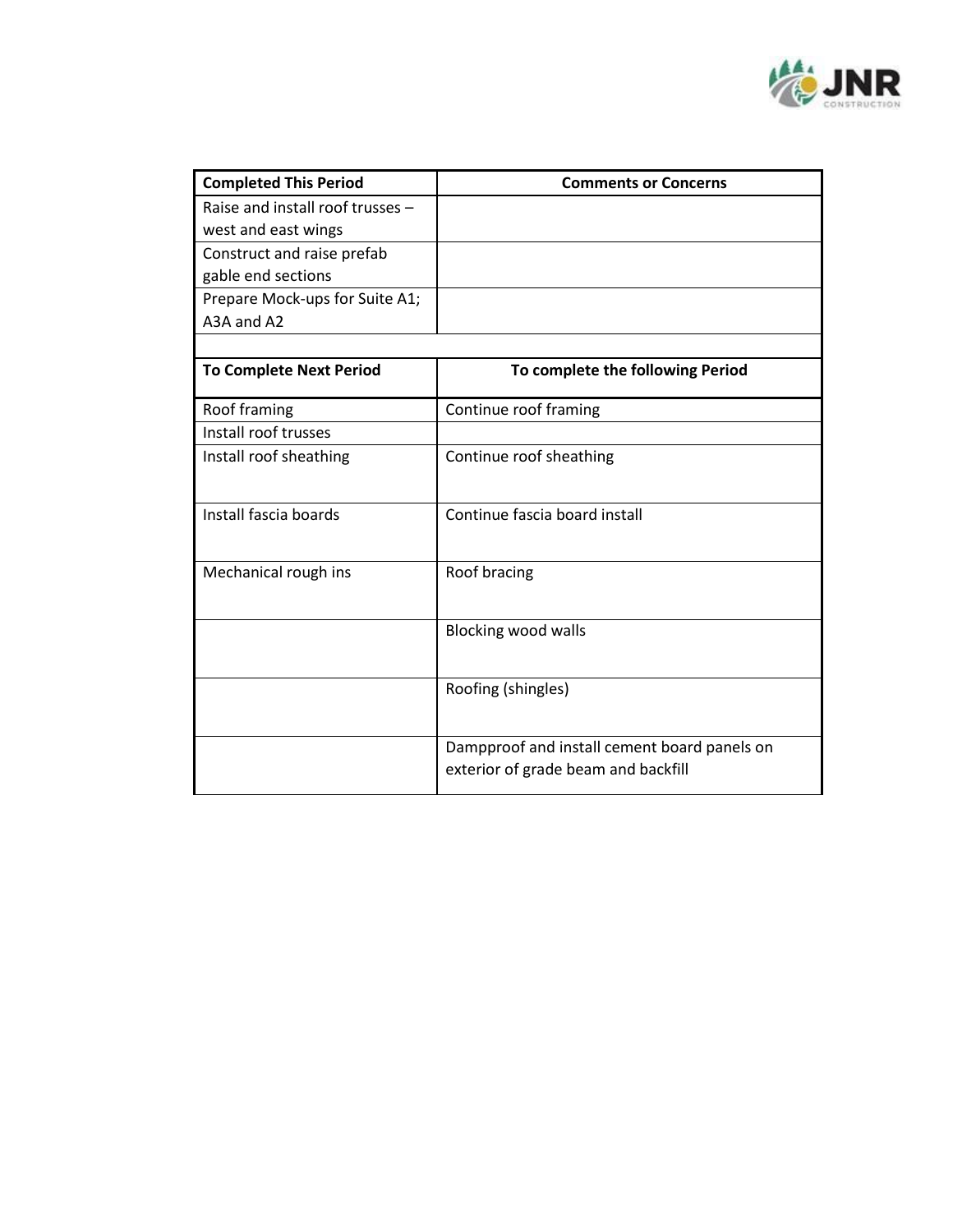| **Completed This Period** | **Comments or Concerns** |
|---|---|
| Raise and install roof trusses – west and east wings | |
| Construct and raise prefab gable end sections | |
| Prepare Mock-ups for Suite A1; A3A and A2 | |
| | |
| **To Complete Next Period** | **To complete the following Period** |
| Roof framing | Continue roof framing |
| Install roof trusses | |
| Install roof sheathing | Continue roof sheathing |
| Install fascia boards | Continue fascia board install |
| Mechanical rough ins | Roof bracing |
| | Blocking wood walls |
| | Roofing (shingles) |
| | Dampproof and install cement board panels on exterior of grade beam and backfill |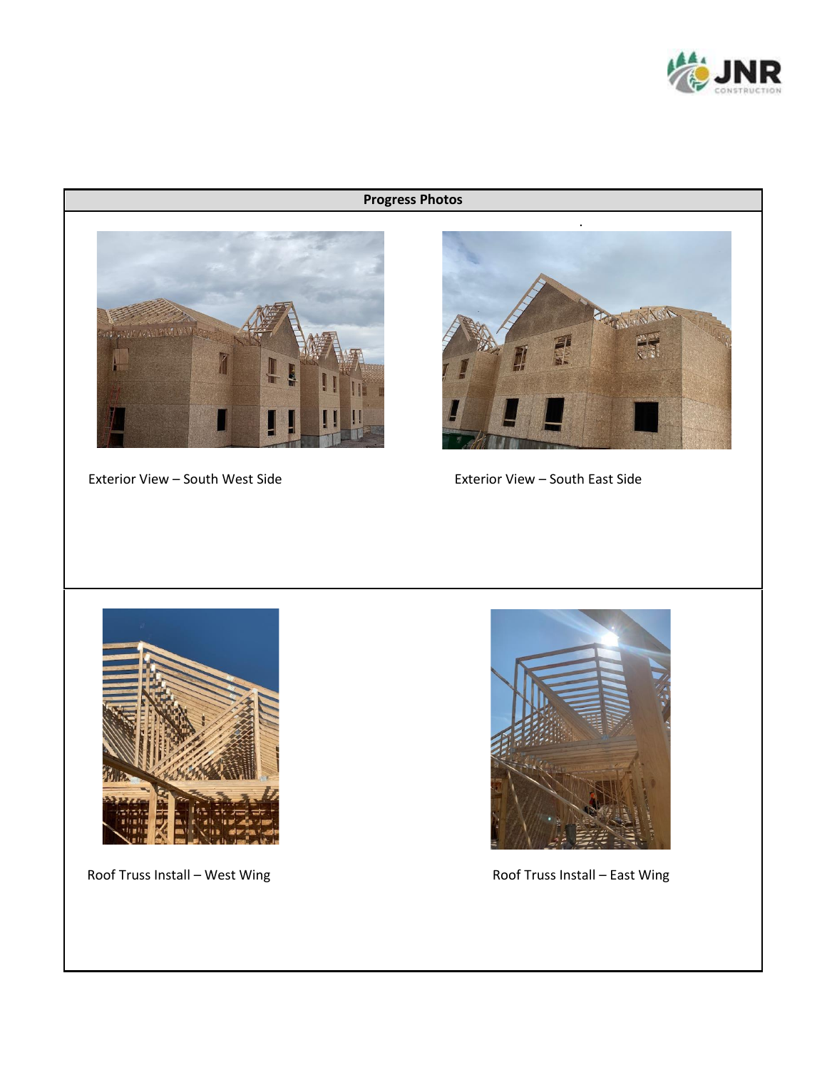## Progress Photos

Exterior View – South West Side

Exterior View – South East Side

Roof Truss Install – West Wing

Roof Truss Install – East Wing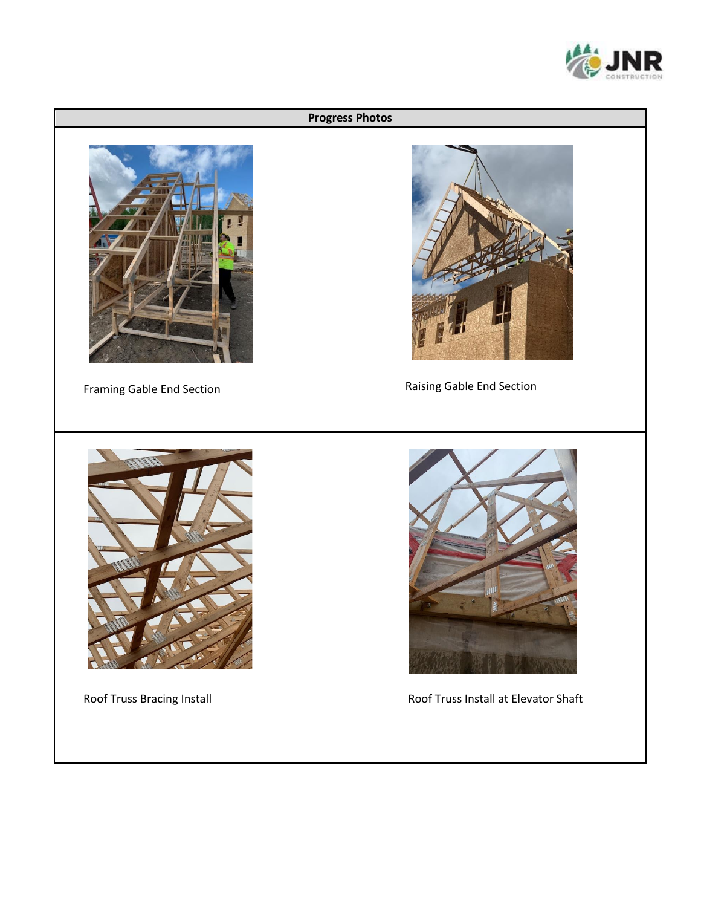## Progress Photos

| | |
|---|---|
| Framing Gable End Section | Raising Gable End Section |
| Roof Truss Bracing Install | Roof Truss Install at Elevator Shaft |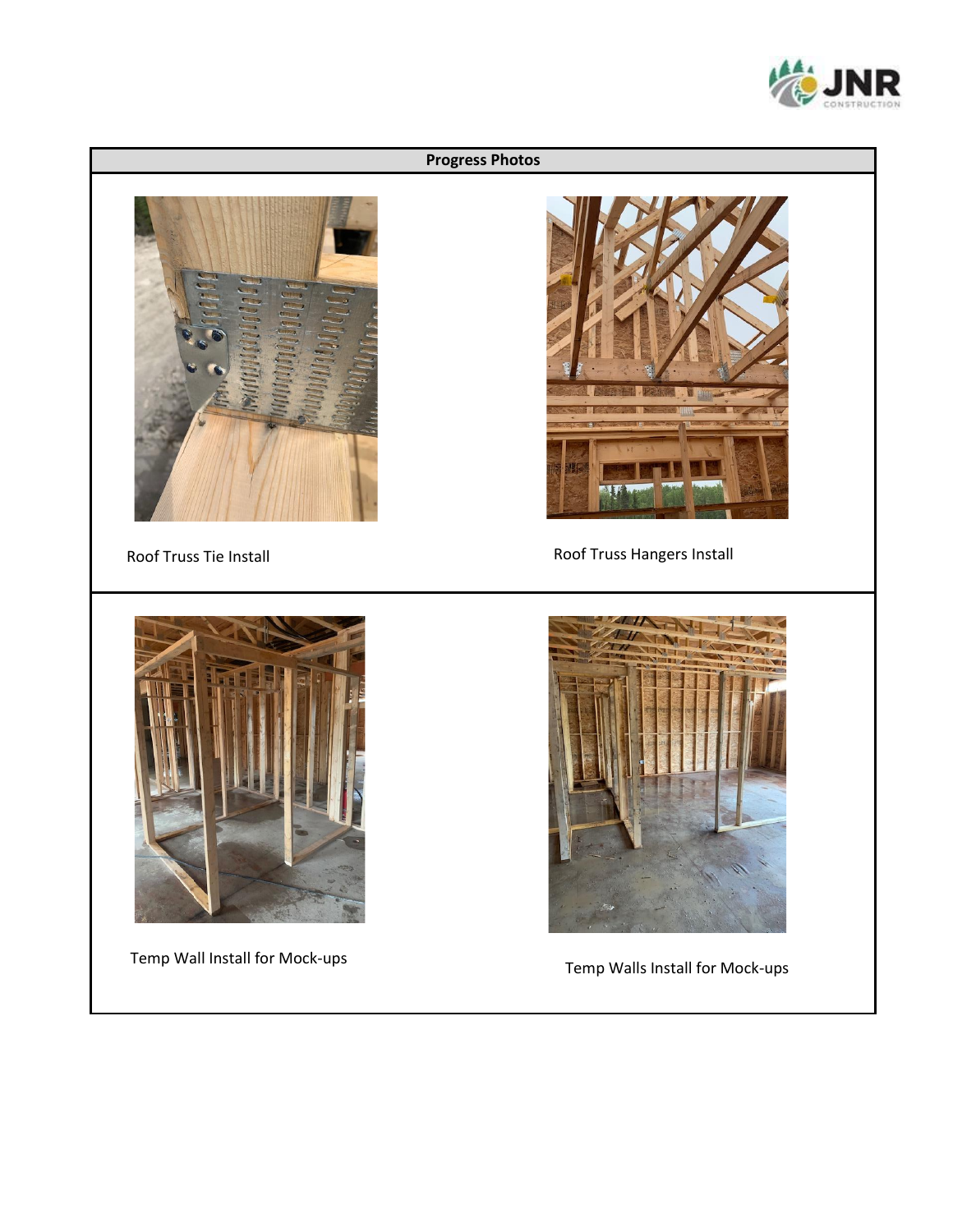**Progress Photos**

Roof Truss Tie Install

Roof Truss Hangers Install

Temp Wall Install for Mock-ups

Temp Walls Install for Mock-ups